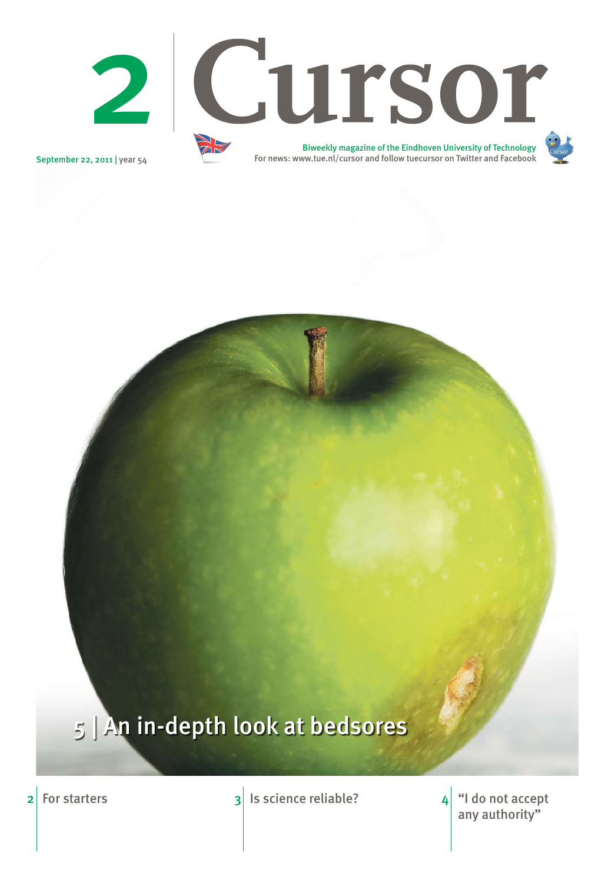# 2 Cursor

September 22, 2011 | year 54

Biweekly magazine of the Eindhoven University of Technology
For news: www.tue.nl/cursor and follow tuecursor on Twitter and Facebook

## 5 | An in-depth look at bedsores

2 | For starters

3 | Is science reliable?

4 | "I do not accept any authority"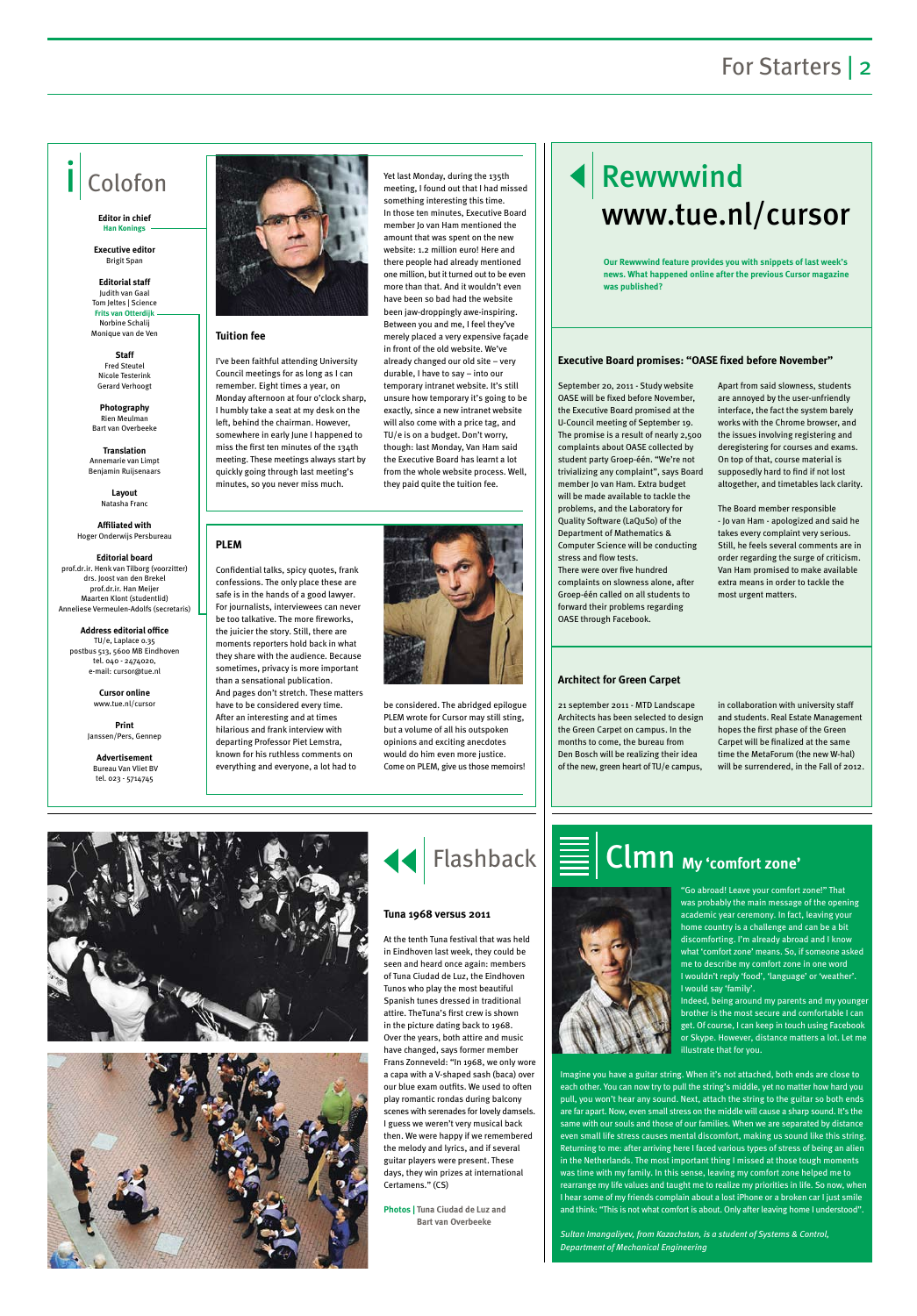# Colofon

**Editor in chief**
Han Konings

**Executive editor**
Brigit Span

**Editorial staff**
Judith van Gaal
Tom Jeltes | Science
Frits van Otterdijk
Norbine Schalij
Monique van de Ven

**Staff**
Fred Steutel
Nicole Testerink
Gerard Verhoogt

**Photography**
Rien Meulman
Bart van Overbeeke

**Translation**
Annemarie van Limpt
Benjamin Ruijsenaars

**Layout**
Natasha Franc

**Affiliated with**
Hoger Onderwijs Persbureau

**Editorial board**
prof.dr.ir. Henk van Tilborg (voorzitter)
drs. Joost van den Brekel
prof.dr.ir. Han Meijer
Maarten Klont (studentlid)
Anneliese Vermeulen-Adolfs (secretaris)

**Address editorial office**
TU/e, Laplace 0.35
postbus 513, 5600 MB Eindhoven
tel. 040 - 2474020,
e-mail: cursor@tue.nl

**Cursor online**
www.tue.nl/cursor

**Print**
Janssen/Pers, Gennep

**Advertisement**
Bureau Van Vliet BV
tel. 023 - 5714745

## Tuition fee

I've been faithful attending University Council meetings for as long as I can remember. Eight times a year, on Monday afternoon at four o'clock sharp, I humbly take a seat at my desk on the left, behind the chairman. However, somewhere in early June I happened to miss the first ten minutes of the 134th meeting. These meetings always start by quickly going through last meeting's minutes, so you never miss much.

Yet last Monday, during the 135th meeting, I found out that I had missed something interesting this time. In those ten minutes, Executive Board member Jo van Ham mentioned the amount that was spent on the new website: 1.2 million euro! Here and there people had already mentioned one million, but it turned out to be even more than that. And it wouldn't even have been so bad had the website been jaw-droppingly awe-inspiring. Between you and me, I feel they've merely placed a very expensive façade in front of the old website. We've already changed our old site – very durable, I have to say – into our temporary intranet website. It's still unsure how temporary it's going to be exactly, since a new intranet website will also come with a price tag, and TU/e is on a budget. Don't worry, though: last Monday, Van Ham said the Executive Board has learnt a lot from the whole website process. Well, they paid quite the tuition fee.

## PLEM

Confidential talks, spicy quotes, frank confessions. The only place these are safe is in the hands of a good lawyer. For journalists, interviewees can never be too talkative. The more fireworks, the juicier the story. Still, there are moments reporters hold back in what they share with the audience. Because sometimes, privacy is more important than a sensational publication. And pages don't stretch. These matters have to be considered every time. After an interesting and at times hilarious and frank interview with departing Professor Piet Lemstra, known for his ruthless comments on everything and everyone, a lot had to be considered. The abridged epilogue PLEM wrote for Cursor may still sting, but a volume of all his outspoken opinions and exciting anecdotes would do him even more justice. Come on PLEM, give us those memoirs!

# Rewwwind www.tue.nl/cursor

**Our Rewwwind feature provides you with snippets of last week's news. What happened online after the previous Cursor magazine was published?**

### Executive Board promises: "OASE fixed before November"

September 20, 2011 - Study website OASE will be fixed before November, the Executive Board promised at the U-Council meeting of September 19. The promise is a result of nearly 2,500 complaints about OASE collected by student party Groep-één. "We're not trivializing any complaint", says Board member Jo van Ham. Extra budget will be made available to tackle the problems, and the Laboratory for Quality Software (LaQuSo) of the Department of Mathematics & Computer Science will be conducting stress and flow tests.
There were over five hundred complaints on slowness alone, after Groep-één called on all students to forward their problems regarding OASE through Facebook.

Apart from said slowness, students are annoyed by the user-unfriendly interface, the fact the system barely works with the Chrome browser, and the issues involving registering and deregistering for courses and exams. On top of that, course material is supposedly hard to find if not lost altogether, and timetables lack clarity.

The Board member responsible - Jo van Ham - apologized and said he takes every complaint very serious. Still, he feels several comments are in order regarding the surge of criticism. Van Ham promised to make available extra means in order to tackle the most urgent matters.

### Architect for Green Carpet

21 september 2011 - MTD Landscape Architects has been selected to design the Green Carpet on campus. In the months to come, the bureau from Den Bosch will be realizing their idea of the new, green heart of TU/e campus, in collaboration with university staff and students. Real Estate Management hopes the first phase of the Green Carpet will be finalized at the same time the MetaForum (the new W-hal) will be surrendered, in the Fall of 2012.

# Flashback

### Tuna 1968 versus 2011

At the tenth Tuna festival that was held in Eindhoven last week, they could be seen and heard once again: members of Tuna Ciudad de Luz, the Eindhoven Tunos who play the most beautiful Spanish tunes dressed in traditional attire. TheTuna's first crew is shown in the picture dating back to 1968. Over the years, both attire and music have changed, says former member Frans Zonneveld: "In 1968, we only wore a capa with a V-shaped sash (baca) over our blue exam outfits. We used to often play romantic rondas during balcony scenes with serenades for lovely damsels. I guess we weren't very musical back then. We were happy if we remembered the melody and lyrics, and if several guitar players were present. These days, they win prizes at international Certamens." (CS)

**Photos** | Tuna Ciudad de Luz and Bart van Overbeeke

# Clmn My 'comfort zone'

"Go abroad! Leave your comfort zone!" That was probably the main message of the opening academic year ceremony. In fact, leaving your home country is a challenge and can be a bit discomforting. I'm already abroad and I know what 'comfort zone' means. So, if someone asked me to describe my comfort zone in one word I wouldn't reply 'food', 'language' or 'weather'. I would say 'family'.
Indeed, being around my parents and my younger brother is the most secure and comfortable I can get. Of course, I can keep in touch using Facebook or Skype. However, distance matters a lot. Let me illustrate that for you.

Imagine you have a guitar string. When it's not attached, both ends are close to each other. You can now try to pull the string's middle, yet no matter how hard you pull, you won't hear any sound. Next, attach the string to the guitar so both ends are far apart. Now, even small stress on the middle will cause a sharp sound. It's the same with our souls and those of our families. When we are separated by distance even small life stress causes mental discomfort, making us sound like this string. Returning to me: after arriving here I faced various types of stress of being an alien in the Netherlands. The most important thing I missed at those tough moments was time with my family. In this sense, leaving my comfort zone helped me to rearrange my life values and taught me to realize my priorities in life. So now, when I hear some of my friends complain about a lost iPhone or a broken car I just smile and think: "This is not what comfort is about. Only after leaving home I understood".

*Sultan Imangoliyev, from Kazakhstan, is a student of Systems & Control, Department of Mechanical Engineering*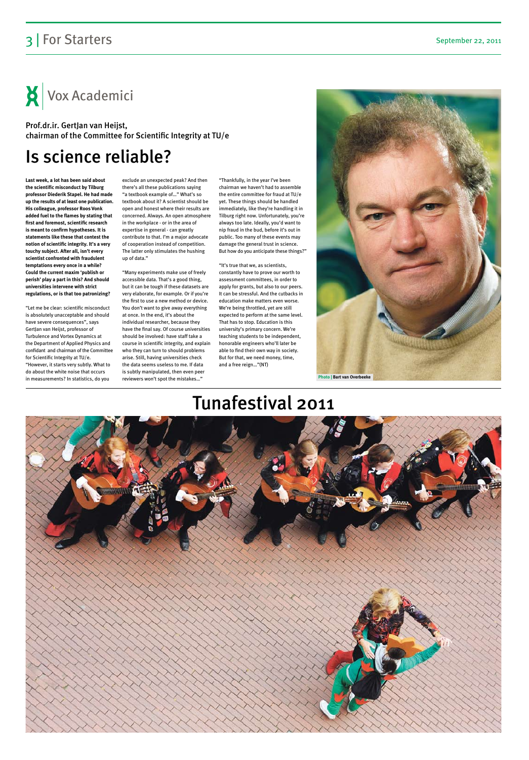# Vox Academici

Prof.dr.ir. GertJan van Heijst,
chairman of the Committee for Scientific Integrity at TU/e

## Is science reliable?

**Last week, a lot has been said about the scientific misconduct by Tilburg professor Diederik Stapel. He had made up the results of at least one publication. His colleague, professor Roos Vonk added fuel to the flames by stating that first and foremost, scientific research is meant to confirm hypotheses. It is statements like these that contest the notion of scientific integrity. It's a very touchy subject. After all, isn't every scientist confronted with fraudulent temptations every once in a while? Could the current maxim 'publish or perish' play a part in this? And should universities intervene with strict regulations, or is that too patronizing?**

"Let me be clear: scientific misconduct is absolutely unacceptable and should have severe consequences", says GertJan van Heijst, professor of Turbulence and Vortex Dynamics at the Department of Applied Physics and confidant and chairman of the Committee for Scientific Integrity at TU/e. "However, it starts very subtly. What to do about the white noise that occurs in measurements? In statistics, do you exclude an unexpected peak? And then there's all these publications saying "a textbook example of..." What's so textbook about it? A scientist should be open and honest where their results are concerned. Always. An open atmosphere in the workplace - or in the area of expertise in general - can greatly contribute to that. I'm a major advocate of cooperation instead of competition. The latter only stimulates the hushing up of data."

"Many experiments make use of freely accessible data. That's a good thing, but it can be tough if these datasets are very elaborate, for example. Or if you're the first to use a new method or device. You don't want to give away everything at once. In the end, it's about the individual researcher, because they have the final say. Of course universities should be involved: have staff take a course in scientific integrity, and explain who they can turn to should problems arise. Still, having universities check the data seems useless to me. If data is subtly manipulated, then even peer reviewers won't spot the mistakes..."

"Thankfully, in the year I've been chairman we haven't had to assemble the entire committee for fraud at TU/e yet. These things should be handled immediately, like they're handling it in Tilburg right now. Unfortunately, you're always too late. Ideally, you'd want to nip fraud in the bud, before it's out in public. Too many of these events may damage the general trust in science. But how do you anticipate these things?"

"It's true that we, as scientists, constantly have to prove our worth to assessment committees, in order to apply for grants, but also to our peers. It can be stressful. And the cutbacks in education make matters even worse. We're being throttled, yet are still expected to perform at the same level. That has to stop. Education is this university's primary concern. We're teaching students to be independent, honorable engineers who'll later be able to find their own way in society. But for that, we need money, time, and a free reign..."(NT)

Photo | Bart van Overbeeke

# Tunafestival 2011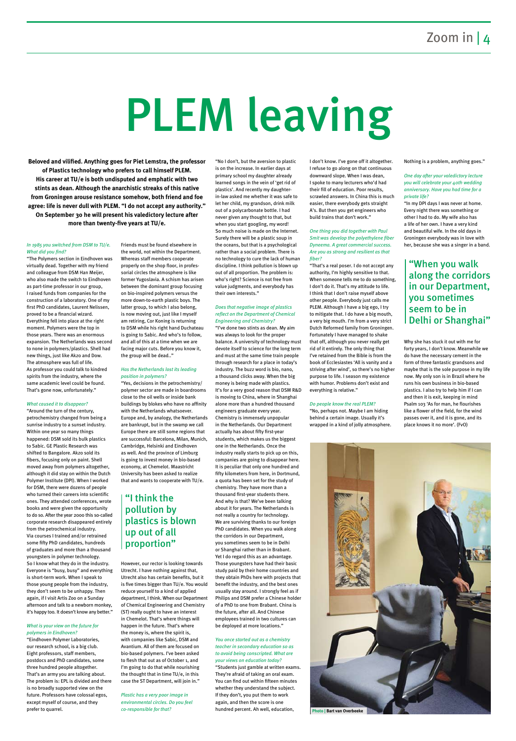# PLEM leaving

**Beloved and vilified. Anything goes for Piet Lemstra, the professor of Plastics technology who prefers to call himself PLEM. His career at TU/e is both undisputed and emphatic with two stints as dean. Although the anarchistic streaks of this native from Groningen arouse resistance somehow, both friend and foe agree: life is never dull with PLEM. "I do not accept any authority." On September 30 he will present his valedictory lecture after more than twenty-five years at TU/e.**

*In 1985 you switched from DSM to TU/e. What did you find?*

"The Polymers section in Eindhoven was virtually dead. Together with my friend and colleague from DSM Han Meijer, who also made the switch to Eindhoven as part-time professor in our group, I raised funds from companies for the construction of a laboratory. One of my first PhD candidates, Laurent Nelissen, proved to be a financial wizard. Everything fell into place at the right moment. Polymers were the top in those years. There was an enormous expansion. The Netherlands was second to none in polymers/plastics. Shell had new things, just like Akzo and Dow. The atmosphere was full of life. As professor you could talk to kindred spirits from the industry, where the same academic level could be found. That's gone now, unfortunately."

*What caused it to disappear?*

"Around the turn of the century, petrochemistry changed from being a sunrise industry to a sunset industry. Within one year so many things happened: DSM sold its bulk plastics to Sabic. GE Plastic Research was shifted to Bangalore. Akzo sold its fibers, focusing only on paint. Shell moved away from polymers altogether, although it did stay on within the Dutch Polymer Institute (DPI). When I worked for DSM, there were dozens of people who turned their careers into scientific ones. They attended conferences, wrote books and were given the opportunity to do so. After the year 2000 this so-called corporate research disappeared entirely from the petrochemical industry. Via courses I trained and/or retrained some fifty PhD candidates, hundreds of graduates and more than a thousand youngsters in polymer technology. So I know what they do in the industry. Everyone is "busy, busy" and everything is short-term work. When I speak to those young people from the industry, they don't seem to be unhappy. Then again, if I visit Artis Zoo on a Sunday afternoon and talk to a newborn monkey, it's happy too. It doesn't know any better."

*What is your view on the future for polymers in Eindhoven?*

"Eindhoven Polymer Laboratories, our research school, is a big club. Eight professors, staff members, postdocs and PhD candidates, some three hundred people altogether. That's an army you are talking about. The problem is: EPL is divided and there is no broadly supported view on the future. Professors have colossal egos, except myself of course, and they prefer to quarrel. Friends must be found elsewhere in the world, not within the Department. Whereas staff members cooperate properly on the shop floor, in professorial circles the atmosphere is like former Yugoslavia. A schism has arisen between the dominant group focusing on bio-inspired polymers versus the more down-to-earth plastic boys. The latter group, to which I also belong, is now moving out, just like I myself am retiring, Cor Koning is returning to DSM while his right hand Duchateau is going to Sabic. And who's to follow, and all of this at a time when we are facing major cuts. Before you know it, the group will be dead.."

*Has the Netherlands lost its leading position in polymers?*

"Yes, decisions in the petrochemistry/polymer sector are made in boardrooms close to the oil wells or inside bank buildings by blokes who have no affinity with the Netherlands whatsoever. Europe and, by analogy, the Netherlands are bankrupt, but in the swamp we call Europe there are still some regions that are successful: Barcelona, Milan, Munich, Cambridge, Helsinki and Eindhoven as well. And the province of Limburg is going to invest money in bio-based economy, at Chemelot. Maastricht University has been asked to realize that and wants to cooperate with TU/e.

> "I think the pollution by plastics is blown up out of all proportion"

However, our rector is looking towards Utrecht. I have nothing against that, Utrecht also has certain benefits, but it is five times bigger than TU/e. You would reduce yourself to a kind of applied department, I think. When our Department of Chemical Engineering and Chemistry (ST) really ought to have an interest in Chemelot. That's where things will happen in the future. That's where the money is, where the spirit is, with companies like Sabic, DSM and Avantium. All of them are focused on bio-based polymers. I've been asked to flesh that out as of October 1, and I'm going to do that while nourishing the thought that in time TU/e, in this case the ST Department, will join in."

*Plastic has a very poor image in environmental circles. Do you feel co-responsible for that?*

"No I don't, but the aversion to plastic is on the increase. In earlier days at primary school my daughter already learned songs in the vein of 'get rid of plastics'. And recently my daughter-in-law asked me whether it was safe to let her child, my grandson, drink milk out of a polycarbonate bottle. I had never given any thought to that, but when you start googling, my word! So much noise is made on the Internet. Surely there will be a plastic soup in the oceans, but that is a psychological rather than a social problem. There is no technology to cure the lack of human discipline. I think pollution is blown up out of all proportion. The problem is: who's right? Science is not free from value judgments, and everybody has their own interests."

*Does that negative image of plastics reflect on the Department of Chemical Engineering and Chemistry?*

"I've done two stints as dean. My aim was always to look for the proper balance. A university of technology must devote itself to science for the long term and must at the same time train people through research for a place in today's industry. The buzz word is bio, nano, a thousand clicks away. When the big money is being made with plastics. It's for a very good reason that DSM R&D is moving to China, where in Shanghai alone more than a hundred thousand engineers graduate every year. Chemistry is immensely unpopular in the Netherlands. Our Department actually has about fifty first-year students, which makes us the biggest one in the Netherlands. Once the industry really starts to pick up on this, companies are going to disappear here. It is peculiar that only one hundred and fifty kilometers from here, in Dortmund, a quota has been set for the study of chemistry. They have more than a thousand first-year students there. And why is that? We've been talking about it for years. The Netherlands is not really a country for technology. We are surviving thanks to our foreign PhD candidates. When you walk along the corridors in our Department, you sometimes seem to be in Delhi or Shanghai rather than in Brabant. Yet I do regard this as an advantage. Those youngsters have had their basic study paid by their home countries and they obtain PhDs here with projects that benefit the industry, and the best ones usually stay around. I strongly feel as if Philips and DSM prefer a Chinese holder of a PhD to one from Brabant. China is the future, after all. And Chinese employees trained in two cultures can be deployed at more locations."

*You once started out as a chemistry teacher in secondary education so as to avoid being conscripted. What are your views on education today?*

"Students just gamble at written exams. They're afraid of taking an oral exam. You can find out within fifteen minutes whether they understand the subject. If they don't, you put them to work again, and then the score is one hundred percent. Ah well, education, I don't know. I've gone off it altogether. I refuse to go along on that continuous downward slope. When I was dean, I spoke to many lecturers who'd had their fill of education. Poor results, scrawled answers. In China this is much easier, there everybody gets straight A's. But then you get engineers who build trains that don't work."

*One thing you did together with Paul Smit was develop the polyethylene fiber Dyneema. A great commercial success. Are you as strong and resilient as that fiber?*

"That's a real poser. I do not accept any authority, I'm highly sensitive to that. When someone tells me to do something, I don't do it. That's my attitude to life. I think that I don't raise myself above other people. Everybody just calls me PLEM. Although I have a big ego, I try to mitigate that. I do have a big mouth, a very big mouth. I'm from a very strict Dutch Reformed family from Groningen. Fortunately I have managed to shake that off, although you never really get rid of it entirely. The only thing that I've retained from the Bible is from the book of Ecclesiastes 'All is vanity and a striving after wind', so there's no higher purpose to life. I season my existence with humor. Problems don't exist and everything is relative."

*Do people know the real PLEM?*

"No, perhaps not. Maybe I am hiding behind a certain image. Usually it's wrapped in a kind of jolly atmosphere. Nothing is a problem, anything goes."

*One day after your valedictory lecture you will celebrate your 40th wedding anniversary. Have you had time for a private life?*

"In my DPI days I was never at home. Every night there was something or other I had to do. My wife also has a life of her own. I have a very kind and beautiful wife. In the old days in Groningen everybody was in love with her, because she was a singer in a band.

> "When you walk along the corridors in our Department, you sometimes seem to be in Delhi or Shanghai"

Why she has stuck it out with me for forty years, I don't know. Meanwhile we do have the necessary cement in the form of three fantastic grandsons and maybe that is the sole purpose in my life now. My only son is in Brazil where he runs his own business in bio-based plastics. I also try to help him if I can and then it is exit, keeping in mind Psalm 103 'As for man, he flourishes like a flower of the field, for the wind passes over it, and it is gone, and its place knows it no more'. (FvO)

**Photo | Bart van Overbeeke**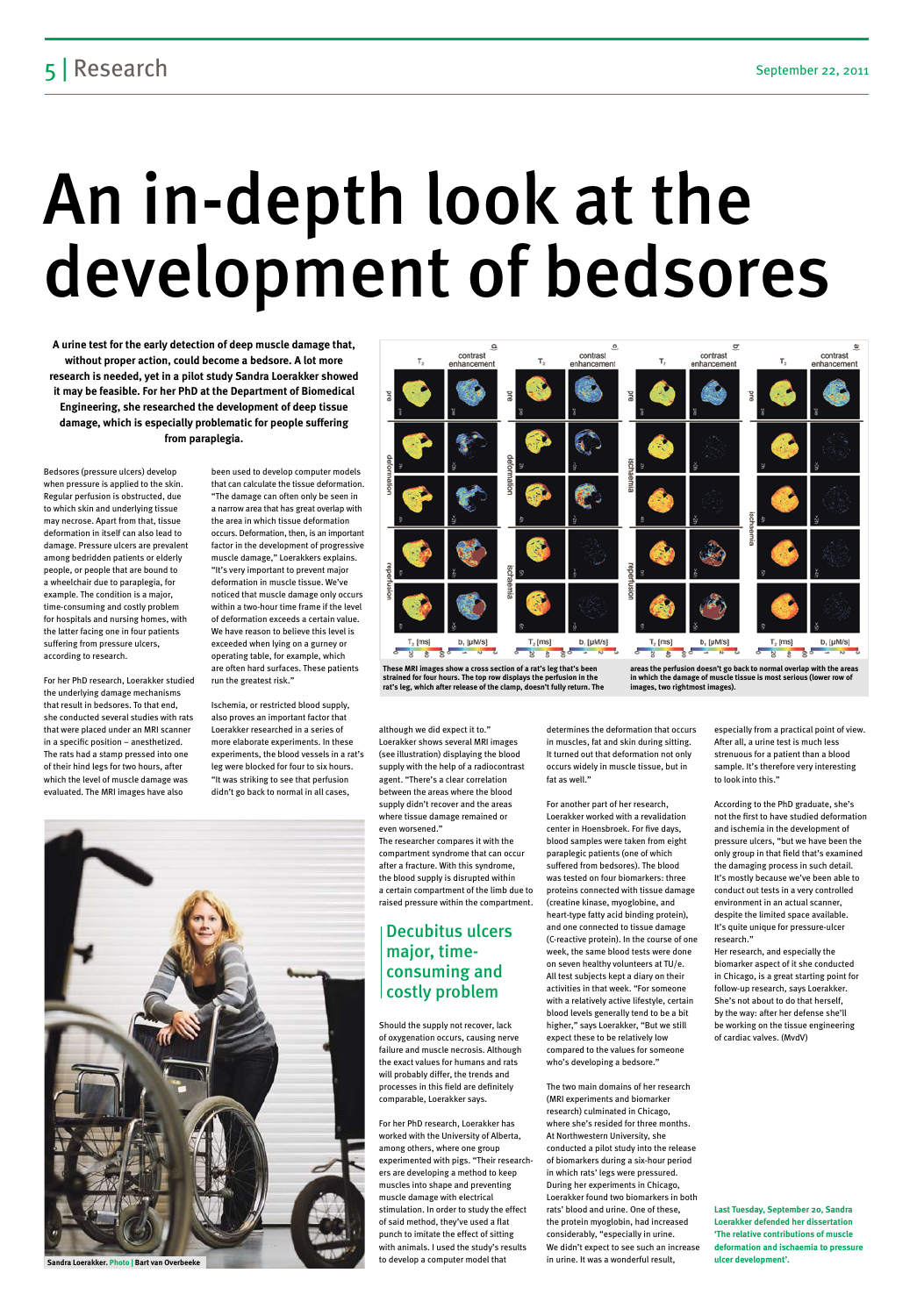# An in-depth look at the development of bedsores

**A urine test for the early detection of deep muscle damage that, without proper action, could become a bedsore. A lot more research is needed, yet in a pilot study Sandra Loerakker showed it may be feasible. For her PhD at the Department of Biomedical Engineering, she researched the development of deep tissue damage, which is especially problematic for people suffering from paraplegia.**

Bedsores (pressure ulcers) develop when pressure is applied to the skin. Regular perfusion is obstructed, due to which skin and underlying tissue may necrose. Apart from that, tissue deformation in itself can also lead to damage. Pressure ulcers are prevalent among bedridden patients or elderly people, or people that are bound to a wheelchair due to paraplegia, for example. The condition is a major, time-consuming and costly problem for hospitals and nursing homes, with the latter facing one in four patients suffering from pressure ulcers, according to research.

For her PhD research, Loerakker studied the underlying damage mechanisms that result in bedsores. To that end, she conducted several studies with rats that were placed under an MRI scanner in a specific position – anesthetized. The rats had a stamp pressed into one of their hind legs for two hours, after which the level of muscle damage was evaluated. The MRI images have also been used to develop computer models that can calculate the tissue deformation. "The damage can often only be seen in a narrow area that has great overlap with the area in which tissue deformation occurs. Deformation, then, is an important factor in the development of progressive muscle damage," Loerakkers explains. "It's very important to prevent major deformation in muscle tissue. We've noticed that muscle damage only occurs within a two-hour time frame if the level of deformation exceeds a certain value. We have reason to believe this level is exceeded when lying on a gurney or operating table, for example, which are often hard surfaces. These patients run the greatest risk."

Ischemia, or restricted blood supply, also proves an important factor that Loerakker researched in a series of more elaborate experiments. In these experiments, the blood vessels in a rat's leg were blocked for four to six hours. "It was striking to see that perfusion didn't go back to normal in all cases, although we did expect it to." Loerakker shows several MRI images (see illustration) displaying the blood supply with the help of a radiocontrast agent. "There's a clear correlation between the areas where the blood supply didn't recover and the areas where tissue damage remained or even worsened."

The researcher compares it with the compartment syndrome that can occur after a fracture. With this syndrome, the blood supply is disrupted within a certain compartment of the limb due to raised pressure within the compartment.

a b c d
T2 contrast enhancement
pre
deformation
reperfusion
ischaemia
T2 [ms] 0 20 40 60
b1 [μM/s] 0 1 2 3

These MRI images show a cross section of a rat's leg that's been strained for four hours. The top row displays the perfusion in the rat's leg, which after release of the clamp, doesn't fully return. The areas the perfusion doesn't go back to normal overlap with the areas in which the damage of muscle tissue is most serious (lower row of images, two rightmost images).

## Decubitus ulcers major, time-consuming and costly problem

Should the supply not recover, lack of oxygenation occurs, causing nerve failure and muscle necrosis. Although the exact values for humans and rats will probably differ, the trends and processes in this field are definitely comparable, Loerakker says.

For her PhD research, Loerakker has worked with the University of Alberta, among others, where one group experimented with pigs. "Their researchers are developing a method to keep muscles into shape and preventing muscle damage with electrical stimulation. In order to study the effect of said method, they've used a flat punch to imitate the effect of sitting with animals. I used the study's results to develop a computer model that determines the deformation that occurs in muscles, fat and skin during sitting. It turned out that deformation not only occurs widely in muscle tissue, but in fat as well."

For another part of her research, Loerakker worked with a revalidation center in Hoensbroek. For five days, blood samples were taken from eight paraplegic patients (one of which suffered from bedsores). The blood was tested on four biomarkers: three proteins connected with tissue damage (creatine kinase, myoglobine, and heart-type fatty acid binding protein), and one connected to tissue damage (C-reactive protein). In the course of one week, the same blood tests were done on seven healthy volunteers at TU/e. All test subjects kept a diary on their activities in that week. "For someone with a relatively active lifestyle, certain blood levels generally tend to be a bit higher," says Loerakker, "But we still expect these to be relatively low compared to the values for someone who's developing a bedsore."

The two main domains of her research (MRI experiments and biomarker research) culminated in Chicago, where she's resided for three months. At Northwestern University, she conducted a pilot study into the release of biomarkers during a six-hour period in which rats' legs were pressured. During her experiments in Chicago, Loerakker found two biomarkers in both rats' blood and urine. One of these, the protein myoglobin, had increased considerably, "especially in urine. We didn't expect to see such an increase in urine. It was a wonderful result, especially from a practical point of view. After all, a urine test is much less strenuous for a patient than a blood sample. It's therefore very interesting to look into this."

According to the PhD graduate, she's not the first to have studied deformation and ischemia in the development of pressure ulcers, "but we have been the only group in that field that's examined the damaging process in such detail. It's mostly because we've been able to conduct out tests in a very controlled environment in an actual scanner, despite the limited space available. It's quite unique for pressure-ulcer research."

Her research, and especially the biomarker aspect of it she conducted in Chicago, is a great starting point for follow-up research, says Loerakker. She's not about to do that herself, by the way: after her defense she'll be working on the tissue engineering of cardiac valves. (MvdV)

Sandra Loerakker. Photo | Bart van Overbeeke

**Last Tuesday, September 20, Sandra Loerakker defended her dissertation 'The relative contributions of muscle deformation and ischaemia to pressure ulcer development'.**